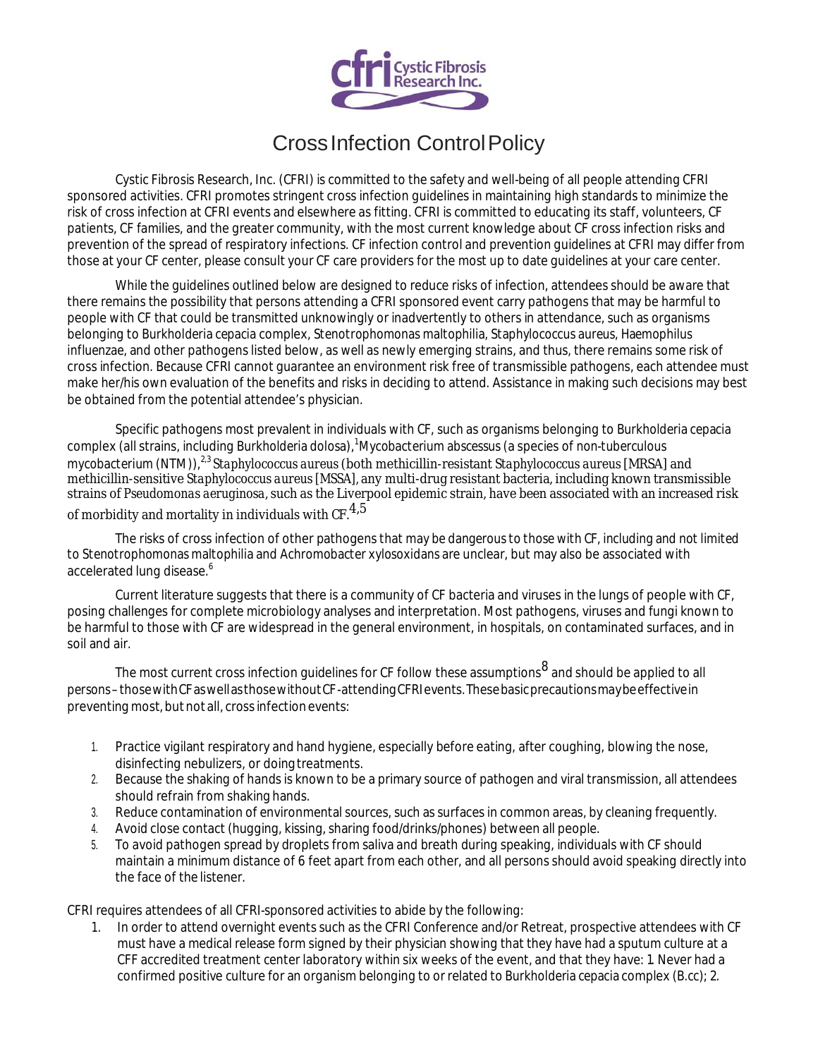# Cross Infection Control Policy

Cystic Fibrosis Research, Inc. (CFRI) is committed to the safety and well-being of all people attending CFRI sponsored activities. CFRI promotes stringent cross infection guidelines in maintaining high standards to minimize the risk of cross infection at CFRI events and elsewhere as fitting. CFRI is committed to educating its staff, volunteers, CF patients, CF families, and the greater community, with the most current knowledge about CF cross infection risks and prevention of the spread of respiratory infections. CF infection control and prevention guidelines at CFRI may differ from those at your CF center, please consult your CF care providers for the most up to date guidelines at your care center.

While the guidelines outlined below are designed to reduce risks of infection, attendees should be aware that there remains the possibility that persons attending a CFRI sponsored event carry pathogens that may be harmful to people with CF that could be transmitted unknowingly or inadvertently to others in attendance, such as organisms belonging to Burkholderia cepacia complex, Stenotrophomonas maltophilia, Staphylococcus aureus, Haemophilus influenzae, and other pathogens listed below, as well as newly emerging strains, and thus, there remains some risk of cross infection. Because CFRI cannot guarantee an environment risk free of transmissible pathogens, each attendee must make her/his own evaluation of the benefits and risks in deciding to attend. Assistance in making such decisions may best be obtained from the potential attendee's physician.

Specific pathogens most prevalent in individuals with CF, such as organisms belonging to Burkholderia cepacia complex (all strains, including Burkholderia dolosa),[1] Mycobacterium abscessus (a species of non-tuberculous mycobacterium (NTM)),[2,3] Staphylococcus aureus (both methicillin-resistant Staphylococcus aureus [MRSA] and methicillin-sensitive Staphylococcus aureus [MSSA], any multi-drug resistant bacteria, including known transmissible strains of Pseudomonas aeruginosa, such as the Liverpool epidemic strain, have been associated with an increased risk of morbidity and mortality in individuals with CF.[4,5]

The risks of cross infection of other pathogens that may be dangerous to those with CF, including and not limited to Stenotrophomonas maltophilia and Achromobacter xylosoxidans are unclear, but may also be associated with accelerated lung disease.[6]

Current literature suggests that there is a community of CF bacteria and viruses in the lungs of people with CF, posing challenges for complete microbiology analyses and interpretation. Most pathogens, viruses and fungi known to be harmful to those with CF are widespread in the general environment, in hospitals, on contaminated surfaces, and in soil and air.

The most current cross infection guidelines for CF follow these assumptions[8] and should be applied to all persons – those with CF as well as those without CF - attending CFRI events. These basic precautions may be effective in preventing most, but not all, cross infection events:

1. Practice vigilant respiratory and hand hygiene, especially before eating, after coughing, blowing the nose, disinfecting nebulizers, or doing treatments.
2. Because the shaking of hands is known to be a primary source of pathogen and viral transmission, all attendees should refrain from shaking hands.
3. Reduce contamination of environmental sources, such as surfaces in common areas, by cleaning frequently.
4. Avoid close contact (hugging, kissing, sharing food/drinks/phones) between all people.
5. To avoid pathogen spread by droplets from saliva and breath during speaking, individuals with CF should maintain a minimum distance of 6 feet apart from each other, and all persons should avoid speaking directly into the face of the listener.

CFRI requires attendees of all CFRI-sponsored activities to abide by the following:

1. In order to attend overnight events such as the CFRI Conference and/or Retreat, prospective attendees with CF must have a medical release form signed by their physician showing that they have had a sputum culture at a CFF accredited treatment center laboratory within six weeks of the event, and that they have: 1. Never had a confirmed positive culture for an organism belonging to or related to Burkholderia cepacia complex (B.cc); 2.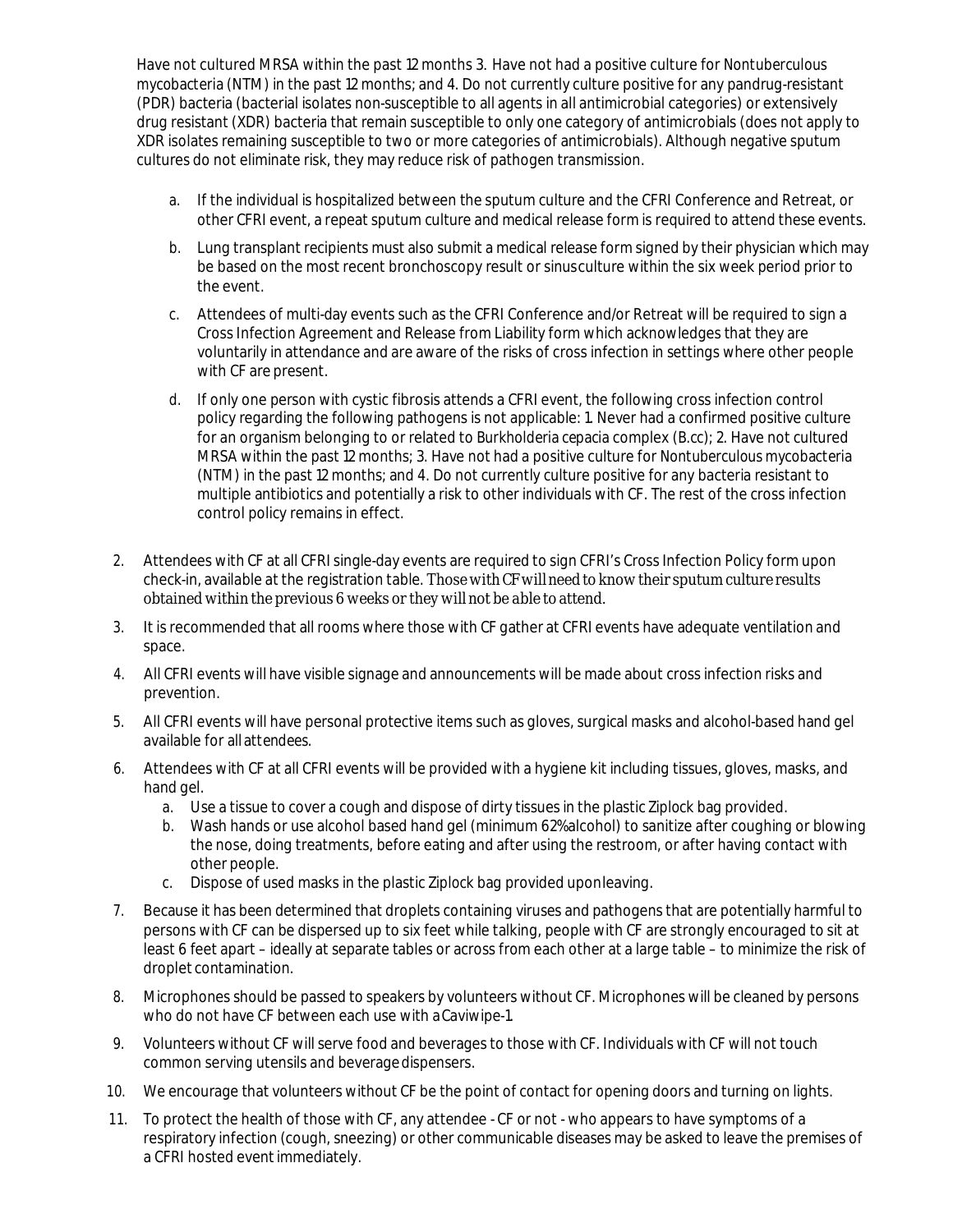Have not cultured MRSA within the past 12 months 3. Have not had a positive culture for Nontuberculous mycobacteria (NTM) in the past 12 months; and 4. Do not currently culture positive for any pandrug-resistant (PDR) bacteria (bacterial isolates non-susceptible to all agents in all antimicrobial categories) or extensively drug resistant (XDR) bacteria that remain susceptible to only one category of antimicrobials (does not apply to XDR isolates remaining susceptible to two or more categories of antimicrobials). Although negative sputum cultures do not eliminate risk, they may reduce risk of pathogen transmission.

   a. If the individual is hospitalized between the sputum culture and the CFRI Conference and Retreat, or other CFRI event, a repeat sputum culture and medical release form is required to attend these events.
   b. Lung transplant recipients must also submit a medical release form signed by their physician which may be based on the most recent bronchoscopy result or sinusculture within the six week period prior to the event.
   c. Attendees of multi-day events such as the CFRI Conference and/or Retreat will be required to sign a Cross Infection Agreement and Release from Liability form which acknowledges that they are voluntarily in attendance and are aware of the risks of cross infection in settings where other people with CF are present.
   d. If only one person with cystic fibrosis attends a CFRI event, the following cross infection control policy regarding the following pathogens is not applicable: 1. Never had a confirmed positive culture for an organism belonging to or related to Burkholderia cepacia complex (B.cc); 2. Have not cultured MRSA within the past 12 months; 3. Have not had a positive culture for Nontuberculous mycobacteria (NTM) in the past 12 months; and 4. Do not currently culture positive for any bacteria resistant to multiple antibiotics and potentially a risk to other individuals with CF. The rest of the cross infection control policy remains in effect.

2. Attendees with CF at all CFRI single-day events are required to sign CFRI's Cross Infection Policy form upon check-in, available at the registration table. Those with CF will need to know their sputum culture results obtained within the previous 6 weeks or they will not be able to attend.
3. It is recommended that all rooms where those with CF gather at CFRI events have adequate ventilation and space.
4. All CFRI events will have visible signage and announcements will be made about cross infection risks and prevention.
5. All CFRI events will have personal protective items such as gloves, surgical masks and alcohol-based hand gel available for all attendees.
6. Attendees with CF at all CFRI events will be provided with a hygiene kit including tissues, gloves, masks, and hand gel.
   a. Use a tissue to cover a cough and dispose of dirty tissues in the plastic Ziplock bag provided.
   b. Wash hands or use alcohol based hand gel (minimum 62% alcohol) to sanitize after coughing or blowing the nose, doing treatments, before eating and after using the restroom, or after having contact with other people.
   c. Dispose of used masks in the plastic Ziplock bag provided upon leaving.
7. Because it has been determined that droplets containing viruses and pathogens that are potentially harmful to persons with CF can be dispersed up to six feet while talking, people with CF are strongly encouraged to sit at least 6 feet apart – ideally at separate tables or across from each other at a large table – to minimize the risk of droplet contamination.
8. Microphones should be passed to speakers by volunteers without CF. Microphones will be cleaned by persons who do not have CF between each use with a Caviwipe-1.
9. Volunteers without CF will serve food and beverages to those with CF. Individuals with CF will not touch common serving utensils and beverage dispensers.
10. We encourage that volunteers without CF be the point of contact for opening doors and turning on lights.
11. To protect the health of those with CF, any attendee - CF or not - who appears to have symptoms of a respiratory infection (cough, sneezing) or other communicable diseases may be asked to leave the premises of a CFRI hosted event immediately.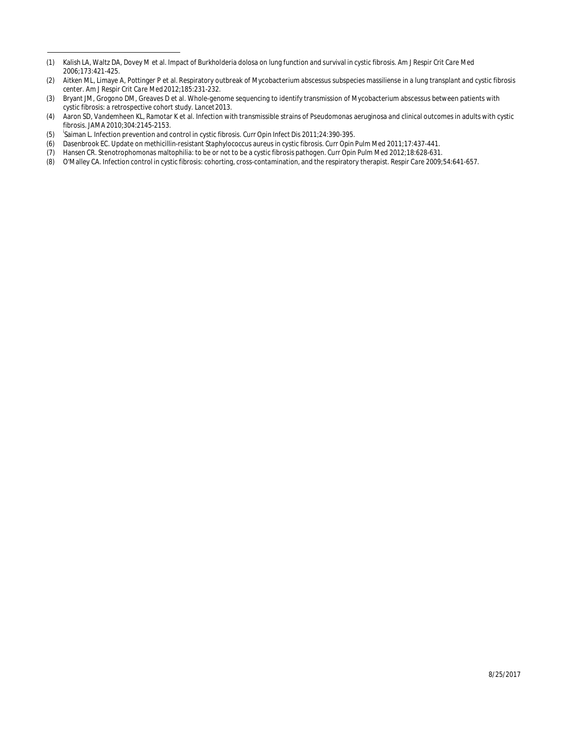(1) Kalish LA, Waltz DA, Dovey M et al. Impact of Burkholderia dolosa on lung function and survival in cystic fibrosis. Am J Respir Crit Care Med 2006;173:421-425.

(2) Aitken ML, Limaye A, Pottinger P et al. Respiratory outbreak of *Mycobacterium abscessus* subspecies *massiliense* in a lung transplant and cystic fibrosis center. *Am J Respir Crit Care Med* 2012;185:231-232.

(3) Bryant JM, Grogono DM, Greaves D et al. Whole-genome sequencing to identify transmission of Mycobacterium abscessus between patients with cystic fibrosis: a retrospective cohort study. *Lancet* 2013.

(4) Aaron SD, Vandemheen KL, Ramotar K et al. Infection with transmissible strains of Pseudomonas aeruginosa and clinical outcomes in adults with cystic fibrosis. JAMA 2010;304:2145-2153.

(5) Saiman L. Infection prevention and control in cystic fibrosis. Curr Opin Infect Dis 2011;24:390-395.

(6) Dasenbrook EC. Update on methicillin-resistant Staphylococcus aureus in cystic fibrosis. Curr Opin Pulm Med 2011;17:437-441.

(7) Hansen CR. Stenotrophomonas maltophilia: to be or not to be a cystic fibrosis pathogen. Curr Opin Pulm Med 2012;18:628-631.

(8) O'Malley CA. Infection control in cystic fibrosis: cohorting, cross-contamination, and the respiratory therapist. Respir Care 2009;54:641-657.

8/25/2017